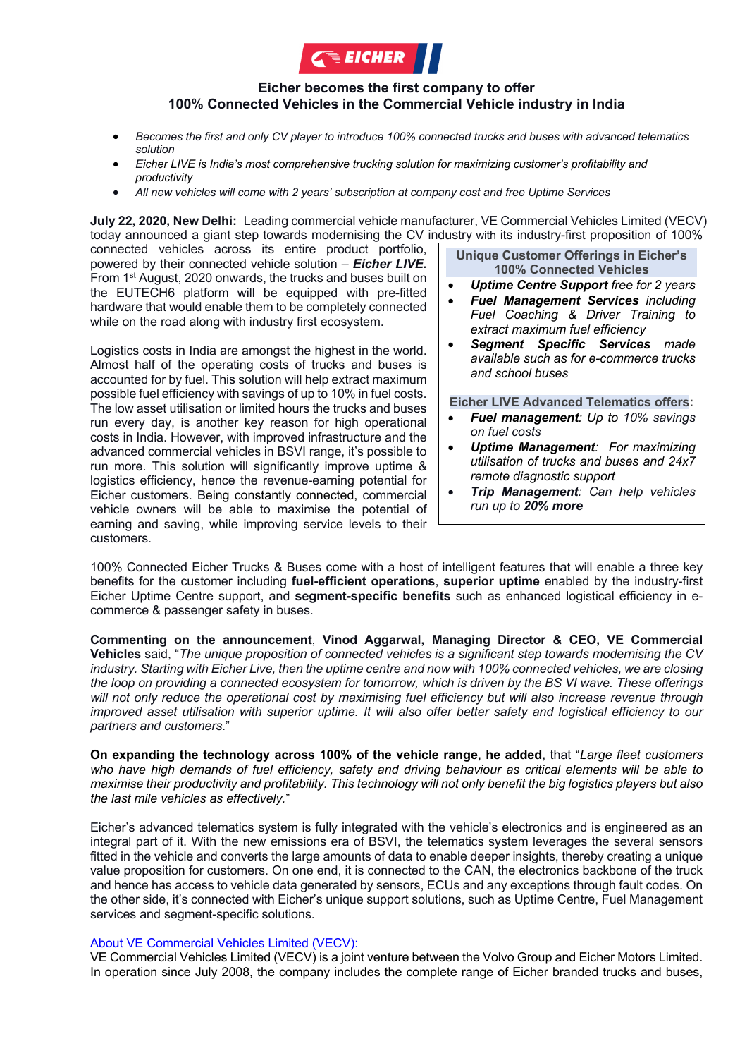# Eicher becomes the first company to offer 100% Connected Vehicles in the Commercial Vehicle industry in India

- *Becomes the first and only CV player to introduce 100% connected trucks and buses with advanced telematics solution*
- *Eicher LIVE is India's most comprehensive trucking solution for maximizing customer's profitability and productivity*
- *All new vehicles will come with 2 years' subscription at company cost and free Uptime Services*

**July 22, 2020, New Delhi:** Leading commercial vehicle manufacturer, VE Commercial Vehicles Limited (VECV) today announced a giant step towards modernising the CV industry with its industry-first proposition of 100% connected vehicles across its entire product portfolio, powered by their connected vehicle solution – ***Eicher LIVE.*** From 1st August, 2020 onwards, the trucks and buses built on the EUTECH6 platform will be equipped with pre-fitted hardware that would enable them to be completely connected while on the road along with industry first ecosystem.

Logistics costs in India are amongst the highest in the world. Almost half of the operating costs of trucks and buses is accounted for by fuel. This solution will help extract maximum possible fuel efficiency with savings of up to 10% in fuel costs. The low asset utilisation or limited hours the trucks and buses run every day, is another key reason for high operational costs in India. However, with improved infrastructure and the advanced commercial vehicles in BSVI range, it's possible to run more. This solution will significantly improve uptime & logistics efficiency, hence the revenue-earning potential for Eicher customers. Being constantly connected, commercial vehicle owners will be able to maximise the potential of earning and saving, while improving service levels to their customers.

**Unique Customer Offerings in Eicher's 100% Connected Vehicles**

- ***Uptime Centre Support*** *free for 2 years*
- ***Fuel Management Services*** *including Fuel Coaching & Driver Training to extract maximum fuel efficiency*
- ***Segment Specific Services*** *made available such as for e-commerce trucks and school buses*

**Eicher LIVE Advanced Telematics offers:**

- ***Fuel management****: Up to 10% savings on fuel costs*
- ***Uptime Management****: For maximizing utilisation of trucks and buses and 24x7 remote diagnostic support*
- ***Trip Management****: Can help vehicles run up to* ***20% more***

100% Connected Eicher Trucks & Buses come with a host of intelligent features that will enable a three key benefits for the customer including **fuel-efficient operations**, **superior uptime** enabled by the industry-first Eicher Uptime Centre support, and **segment-specific benefits** such as enhanced logistical efficiency in e-commerce & passenger safety in buses.

**Commenting on the announcement**, **Vinod Aggarwal, Managing Director & CEO, VE Commercial Vehicles** said, "*The unique proposition of connected vehicles is a significant step towards modernising the CV industry. Starting with Eicher Live, then the uptime centre and now with 100% connected vehicles, we are closing the loop on providing a connected ecosystem for tomorrow, which is driven by the BS VI wave. These offerings will not only reduce the operational cost by maximising fuel efficiency but will also increase revenue through improved asset utilisation with superior uptime. It will also offer better safety and logistical efficiency to our partners and customers.*"

**On expanding the technology across 100% of the vehicle range, he added,** that "*Large fleet customers who have high demands of fuel efficiency, safety and driving behaviour as critical elements will be able to maximise their productivity and profitability. This technology will not only benefit the big logistics players but also the last mile vehicles as effectively.*"

Eicher's advanced telematics system is fully integrated with the vehicle's electronics and is engineered as an integral part of it. With the new emissions era of BSVI, the telematics system leverages the several sensors fitted in the vehicle and converts the large amounts of data to enable deeper insights, thereby creating a unique value proposition for customers. On one end, it is connected to the CAN, the electronics backbone of the truck and hence has access to vehicle data generated by sensors, ECUs and any exceptions through fault codes. On the other side, it's connected with Eicher's unique support solutions, such as Uptime Centre, Fuel Management services and segment-specific solutions.

## About VE Commercial Vehicles Limited (VECV):

VE Commercial Vehicles Limited (VECV) is a joint venture between the Volvo Group and Eicher Motors Limited. In operation since July 2008, the company includes the complete range of Eicher branded trucks and buses,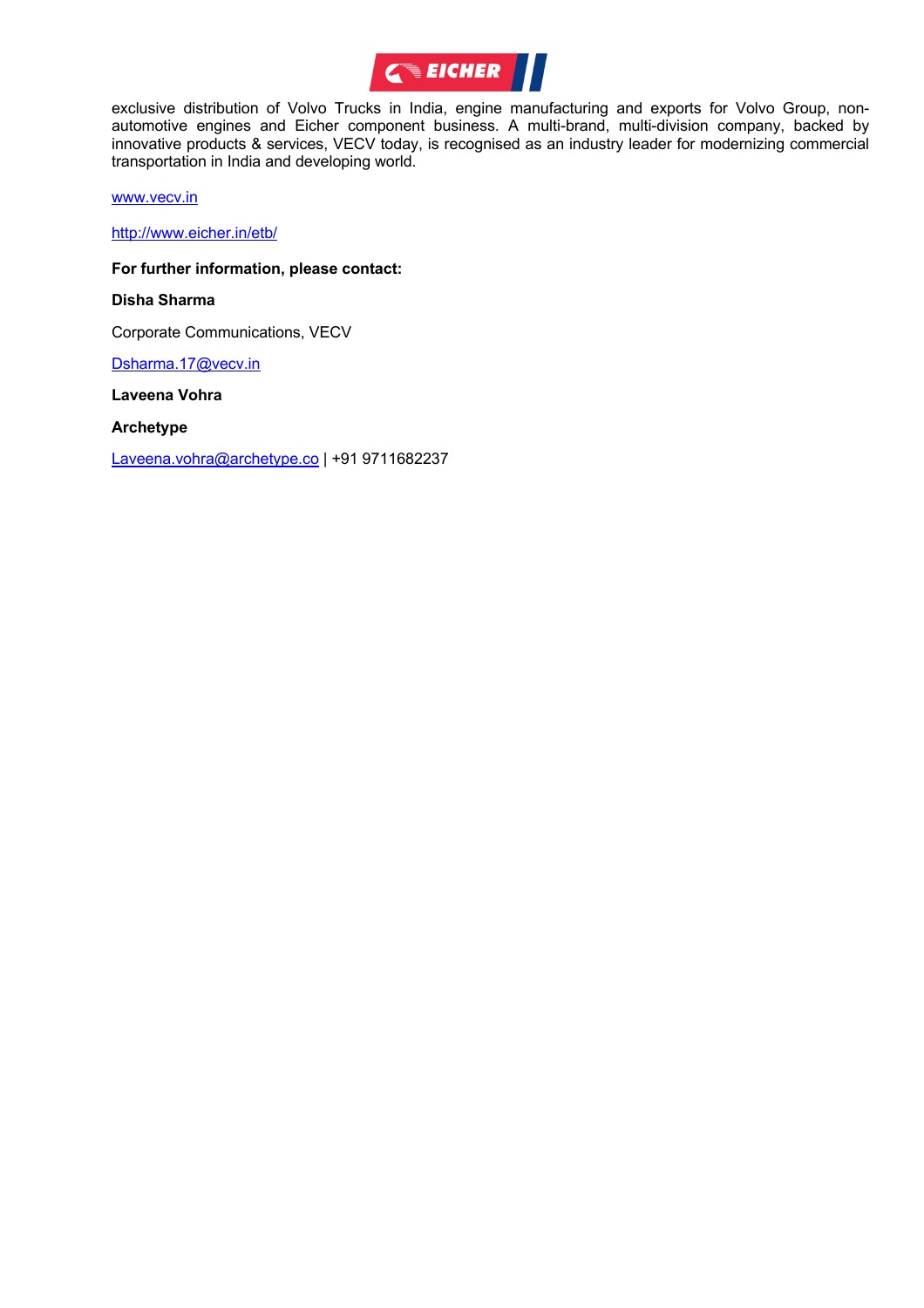exclusive distribution of Volvo Trucks in India, engine manufacturing and exports for Volvo Group, non-automotive engines and Eicher component business. A multi-brand, multi-division company, backed by innovative products & services, VECV today, is recognised as an industry leader for modernizing commercial transportation in India and developing world.

www.vecv.in

http://www.eicher.in/etb/

**For further information, please contact:**

**Disha Sharma**

Corporate Communications, VECV

Dsharma.17@vecv.in

**Laveena Vohra**

**Archetype**

Laveena.vohra@archetype.co | +91 9711682237